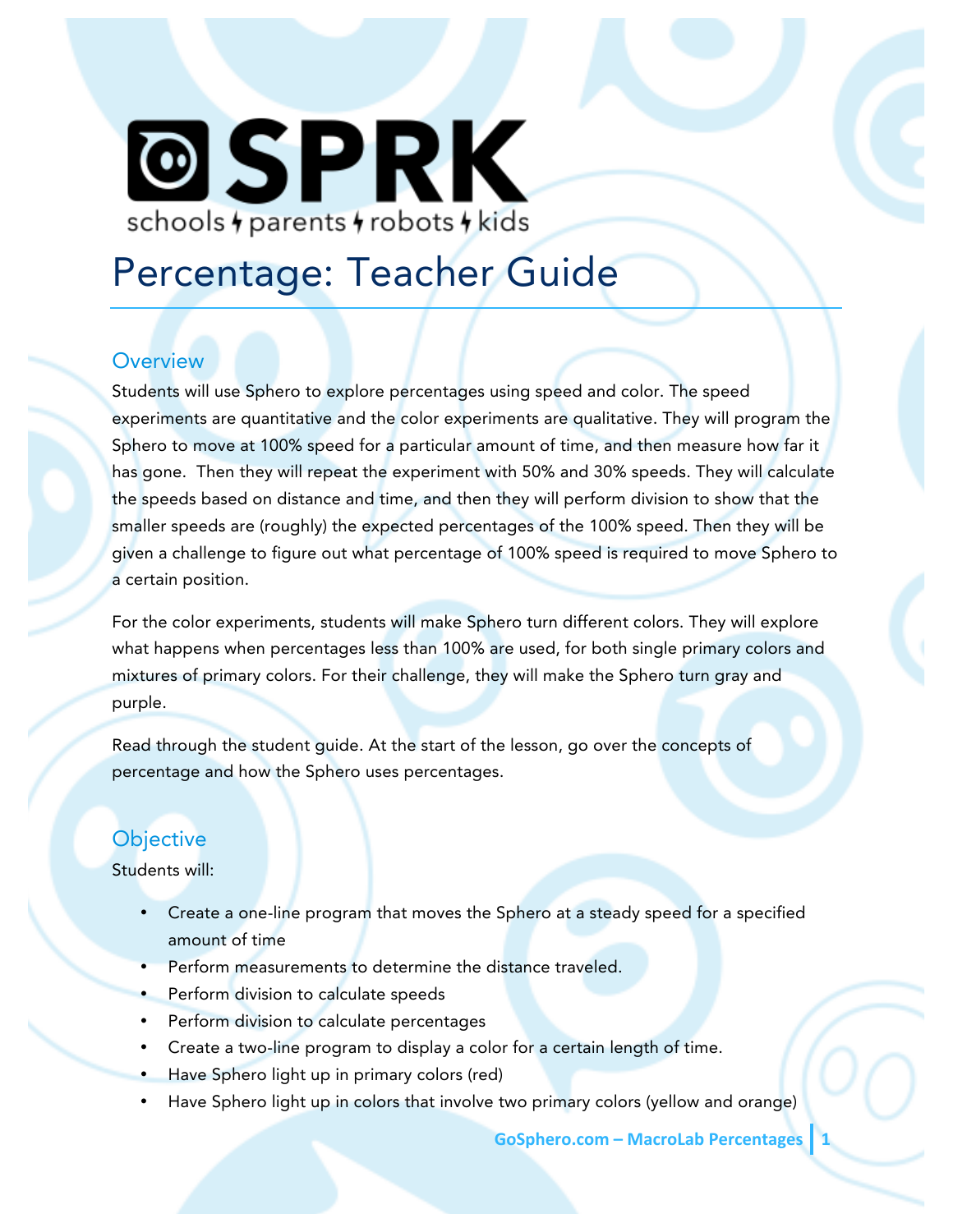# SPRK

schools ϟ parents ϟ robots ϟ kids

# Percentage: Teacher Guide

## Overview

Students will use Sphero to explore percentages using speed and color. The speed experiments are quantitative and the color experiments are qualitative. They will program the Sphero to move at 100% speed for a particular amount of time, and then measure how far it has gone. Then they will repeat the experiment with 50% and 30% speeds. They will calculate the speeds based on distance and time, and then they will perform division to show that the smaller speeds are (roughly) the expected percentages of the 100% speed. Then they will be given a challenge to figure out what percentage of 100% speed is required to move Sphero to a certain position.

For the color experiments, students will make Sphero turn different colors. They will explore what happens when percentages less than 100% are used, for both single primary colors and mixtures of primary colors. For their challenge, they will make the Sphero turn gray and purple.

Read through the student guide. At the start of the lesson, go over the concepts of percentage and how the Sphero uses percentages.

## Objective

Students will:

- Create a one-line program that moves the Sphero at a steady speed for a specified amount of time
- Perform measurements to determine the distance traveled.
- Perform division to calculate speeds
- Perform division to calculate percentages
- Create a two-line program to display a color for a certain length of time.
- Have Sphero light up in primary colors (red)
- Have Sphero light up in colors that involve two primary colors (yellow and orange)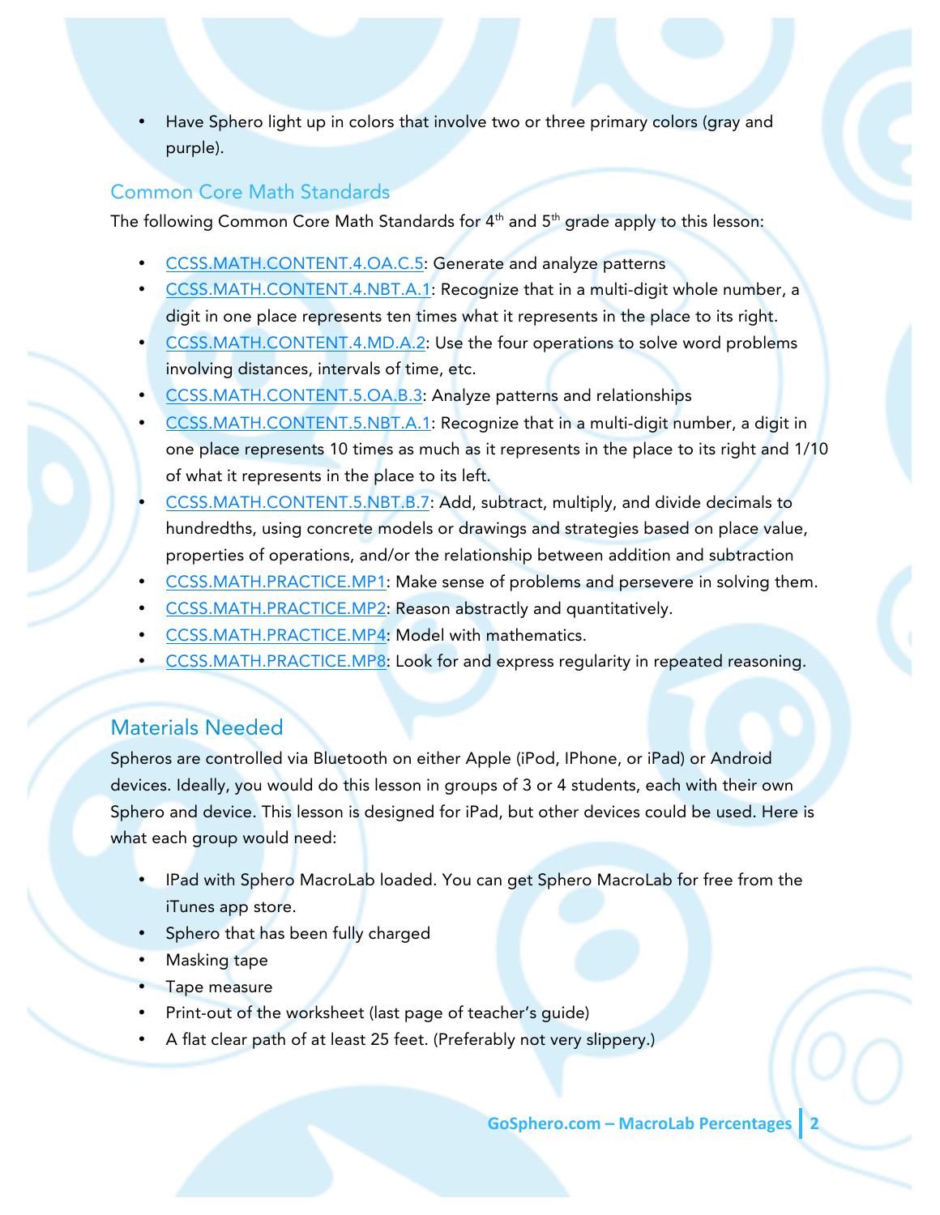- Have Sphero light up in colors that involve two or three primary colors (gray and purple).

## Common Core Math Standards

The following Common Core Math Standards for 4th and 5th grade apply to this lesson:

- [CCSS.MATH.CONTENT.4.OA.C.5](CCSS.MATH.CONTENT.4.OA.C.5): Generate and analyze patterns
- CCSS.MATH.CONTENT.4.NBT.A.1: Recognize that in a multi-digit whole number, a digit in one place represents ten times what it represents in the place to its right.
- CCSS.MATH.CONTENT.4.MD.A.2: Use the four operations to solve word problems involving distances, intervals of time, etc.
- CCSS.MATH.CONTENT.5.OA.B.3: Analyze patterns and relationships
- CCSS.MATH.CONTENT.5.NBT.A.1: Recognize that in a multi-digit number, a digit in one place represents 10 times as much as it represents in the place to its right and 1/10 of what it represents in the place to its left.
- CCSS.MATH.CONTENT.5.NBT.B.7: Add, subtract, multiply, and divide decimals to hundredths, using concrete models or drawings and strategies based on place value, properties of operations, and/or the relationship between addition and subtraction
- CCSS.MATH.PRACTICE.MP1: Make sense of problems and persevere in solving them.
- CCSS.MATH.PRACTICE.MP2: Reason abstractly and quantitatively.
- CCSS.MATH.PRACTICE.MP4: Model with mathematics.
- CCSS.MATH.PRACTICE.MP8: Look for and express regularity in repeated reasoning.

## Materials Needed

Spheros are controlled via Bluetooth on either Apple (iPod, IPhone, or iPad) or Android devices. Ideally, you would do this lesson in groups of 3 or 4 students, each with their own Sphero and device. This lesson is designed for iPad, but other devices could be used. Here is what each group would need:

- IPad with Sphero MacroLab loaded. You can get Sphero MacroLab for free from the iTunes app store.
- Sphero that has been fully charged
- Masking tape
- Tape measure
- Print-out of the worksheet (last page of teacher's guide)
- A flat clear path of at least 25 feet. (Preferably not very slippery.)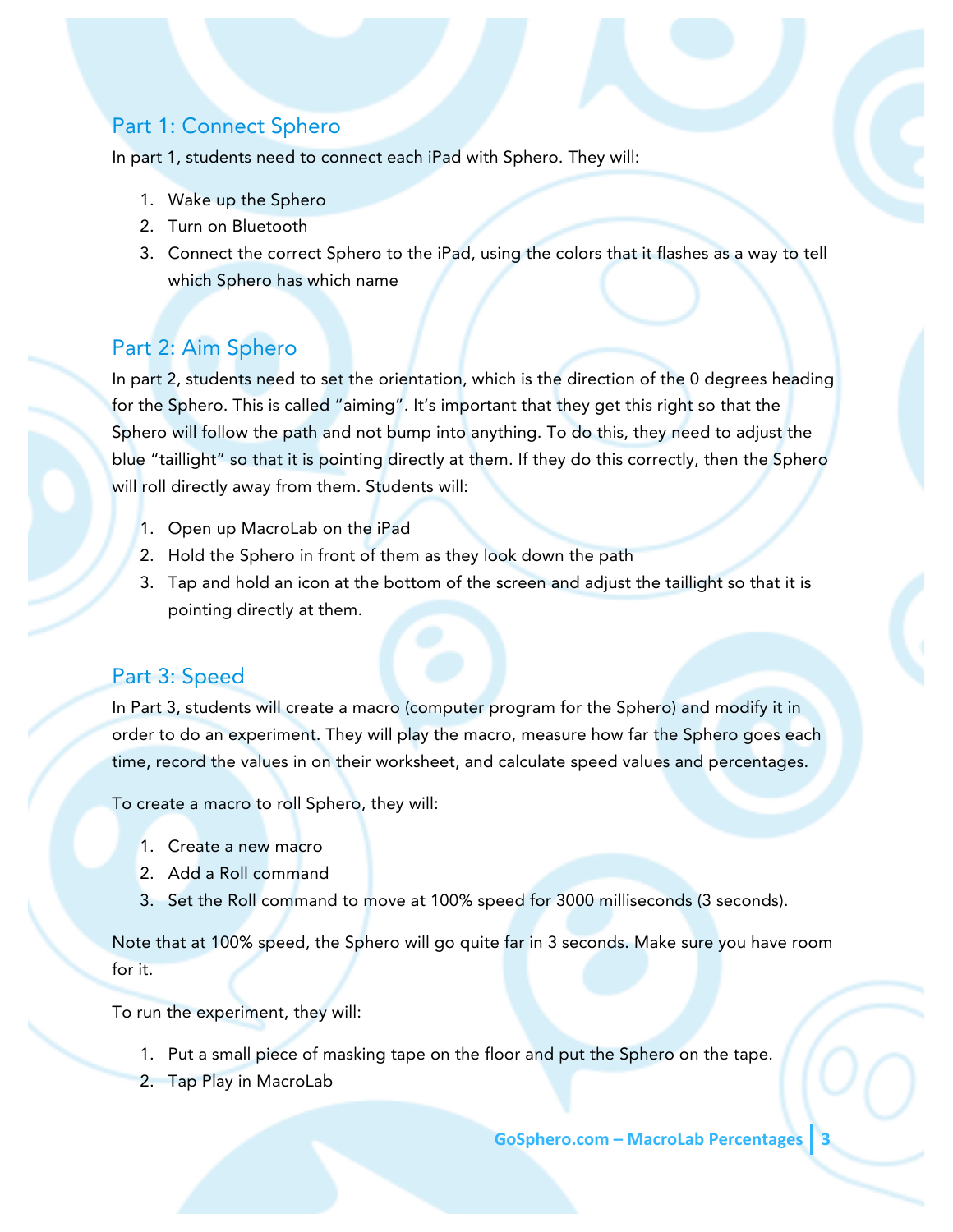## Part 1: Connect Sphero

In part 1, students need to connect each iPad with Sphero. They will:

1. Wake up the Sphero
2. Turn on Bluetooth
3. Connect the correct Sphero to the iPad, using the colors that it flashes as a way to tell which Sphero has which name

## Part 2: Aim Sphero

In part 2, students need to set the orientation, which is the direction of the 0 degrees heading for the Sphero. This is called "aiming". It's important that they get this right so that the Sphero will follow the path and not bump into anything. To do this, they need to adjust the blue "taillight" so that it is pointing directly at them. If they do this correctly, then the Sphero will roll directly away from them. Students will:

1. Open up MacroLab on the iPad
2. Hold the Sphero in front of them as they look down the path
3. Tap and hold an icon at the bottom of the screen and adjust the taillight so that it is pointing directly at them.

## Part 3: Speed

In Part 3, students will create a macro (computer program for the Sphero) and modify it in order to do an experiment. They will play the macro, measure how far the Sphero goes each time, record the values in on their worksheet, and calculate speed values and percentages.

To create a macro to roll Sphero, they will:

1. Create a new macro
2. Add a Roll command
3. Set the Roll command to move at 100% speed for 3000 milliseconds (3 seconds).

Note that at 100% speed, the Sphero will go quite far in 3 seconds. Make sure you have room for it.

To run the experiment, they will:

1. Put a small piece of masking tape on the floor and put the Sphero on the tape.
2. Tap Play in MacroLab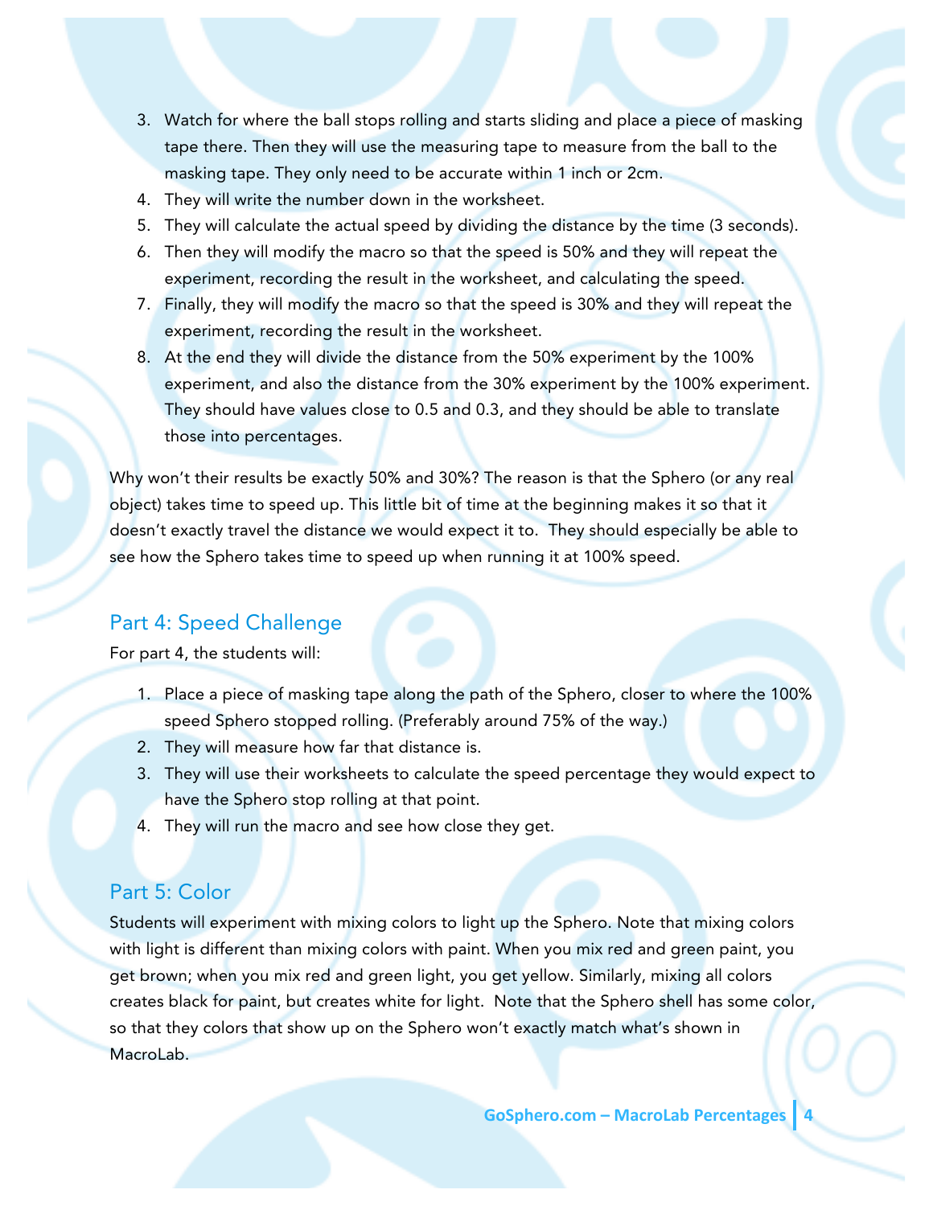3. Watch for where the ball stops rolling and starts sliding and place a piece of masking tape there. Then they will use the measuring tape to measure from the ball to the masking tape. They only need to be accurate within 1 inch or 2cm.
4. They will write the number down in the worksheet.
5. They will calculate the actual speed by dividing the distance by the time (3 seconds).
6. Then they will modify the macro so that the speed is 50% and they will repeat the experiment, recording the result in the worksheet, and calculating the speed.
7. Finally, they will modify the macro so that the speed is 30% and they will repeat the experiment, recording the result in the worksheet.
8. At the end they will divide the distance from the 50% experiment by the 100% experiment, and also the distance from the 30% experiment by the 100% experiment. They should have values close to 0.5 and 0.3, and they should be able to translate those into percentages.

Why won't their results be exactly 50% and 30%? The reason is that the Sphero (or any real object) takes time to speed up. This little bit of time at the beginning makes it so that it doesn't exactly travel the distance we would expect it to. They should especially be able to see how the Sphero takes time to speed up when running it at 100% speed.

## Part 4: Speed Challenge

For part 4, the students will:

1. Place a piece of masking tape along the path of the Sphero, closer to where the 100% speed Sphero stopped rolling. (Preferably around 75% of the way.)
2. They will measure how far that distance is.
3. They will use their worksheets to calculate the speed percentage they would expect to have the Sphero stop rolling at that point.
4. They will run the macro and see how close they get.

## Part 5: Color

Students will experiment with mixing colors to light up the Sphero. Note that mixing colors with light is different than mixing colors with paint. When you mix red and green paint, you get brown; when you mix red and green light, you get yellow. Similarly, mixing all colors creates black for paint, but creates white for light. Note that the Sphero shell has some color, so that they colors that show up on the Sphero won't exactly match what's shown in MacroLab.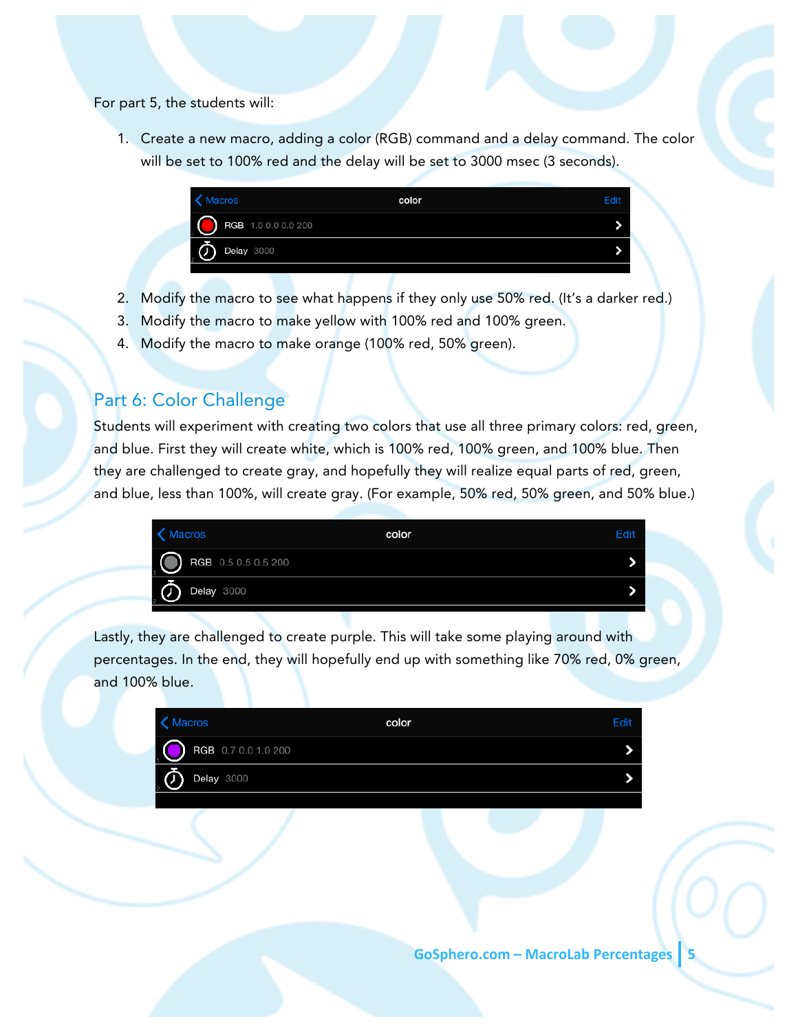For part 5, the students will:

1. Create a new macro, adding a color (RGB) command and a delay command. The color will be set to 100% red and the delay will be set to 3000 msec (3 seconds).

Macros color Edit
RGB 1.0 0.0 0.0 200
Delay 3000

2. Modify the macro to see what happens if they only use 50% red. (It's a darker red.)
3. Modify the macro to make yellow with 100% red and 100% green.
4. Modify the macro to make orange (100% red, 50% green).

## Part 6: Color Challenge

Students will experiment with creating two colors that use all three primary colors: red, green, and blue. First they will create white, which is 100% red, 100% green, and 100% blue. Then they are challenged to create gray, and hopefully they will realize equal parts of red, green, and blue, less than 100%, will create gray. (For example, 50% red, 50% green, and 50% blue.)

Macros color Edit
RGB 0.5 0.5 0.5 200
Delay 3000

Lastly, they are challenged to create purple. This will take some playing around with percentages. In the end, they will hopefully end up with something like 70% red, 0% green, and 100% blue.

Macros color Edit
RGB 0.7 0.0 1.0 200
Delay 3000